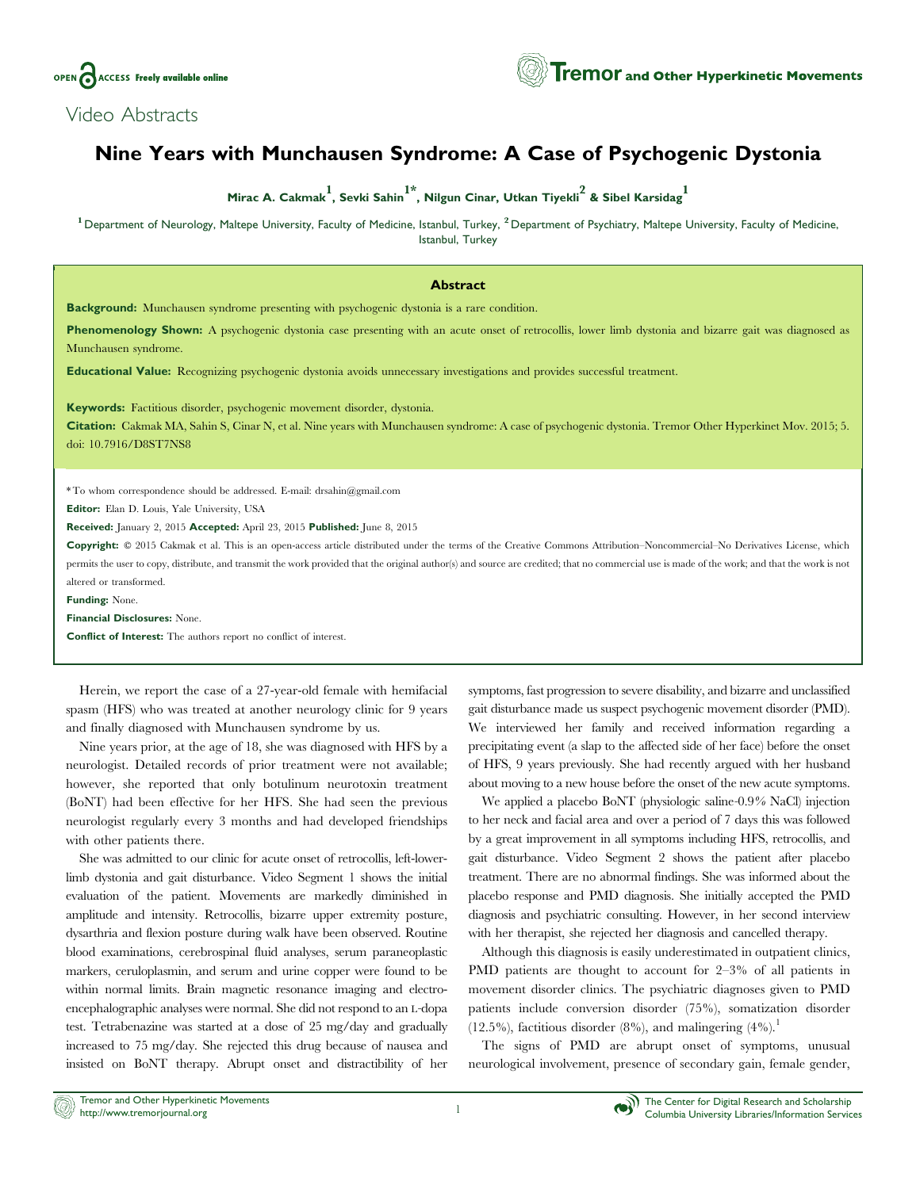Video Abstracts

# Nine Years with Munchausen Syndrome: A Case of Psychogenic Dystonia

**Mirac A. Cakmak[1], Sevki Sahin[1*], Nilgun Cinar, Utkan Tiyekli[2] & Sibel Karsidag[1]**

[1] Department of Neurology, Maltepe University, Faculty of Medicine, Istanbul, Turkey, [2] Department of Psychiatry, Maltepe University, Faculty of Medicine, Istanbul, Turkey

## Abstract

**Background:** Munchausen syndrome presenting with psychogenic dystonia is a rare condition.

**Phenomenology Shown:** A psychogenic dystonia case presenting with an acute onset of retrocollis, lower limb dystonia and bizarre gait was diagnosed as Munchausen syndrome.

**Educational Value:** Recognizing psychogenic dystonia avoids unnecessary investigations and provides successful treatment.

**Keywords:** Factitious disorder, psychogenic movement disorder, dystonia.

**Citation:** Cakmak MA, Sahin S, Cinar N, et al. Nine years with Munchausen syndrome: A case of psychogenic dystonia. Tremor Other Hyperkinet Mov. 2015; 5. doi: 10.7916/D8ST7NS8

*To whom correspondence should be addressed. E-mail: drsahin@gmail.com

**Editor:** Elan D. Louis, Yale University, USA

**Received:** January 2, 2015 **Accepted:** April 23, 2015 **Published:** June 8, 2015

**Copyright:** © 2015 Cakmak et al. This is an open-access article distributed under the terms of the Creative Commons Attribution–Noncommercial–No Derivatives License, which permits the user to copy, distribute, and transmit the work provided that the original author(s) and source are credited; that no commercial use is made of the work; and that the work is not altered or transformed.

**Funding:** None.

**Financial Disclosures:** None.

**Conflict of Interest:** The authors report no conflict of interest.

Herein, we report the case of a 27-year-old female with hemifacial spasm (HFS) who was treated at another neurology clinic for 9 years and finally diagnosed with Munchausen syndrome by us.

Nine years prior, at the age of 18, she was diagnosed with HFS by a neurologist. Detailed records of prior treatment were not available; however, she reported that only botulinum neurotoxin treatment (BoNT) had been effective for her HFS. She had seen the previous neurologist regularly every 3 months and had developed friendships with other patients there.

She was admitted to our clinic for acute onset of retrocollis, left-lower-limb dystonia and gait disturbance. Video Segment 1 shows the initial evaluation of the patient. Movements are markedly diminished in amplitude and intensity. Retrocollis, bizarre upper extremity posture, dysarthria and flexion posture during walk have been observed. Routine blood examinations, cerebrospinal fluid analyses, serum paraneoplastic markers, ceruloplasmin, and serum and urine copper were found to be within normal limits. Brain magnetic resonance imaging and electroencephalographic analyses were normal. She did not respond to an L-dopa test. Tetrabenazine was started at a dose of 25 mg/day and gradually increased to 75 mg/day. She rejected this drug because of nausea and insisted on BoNT therapy. Abrupt onset and distractibility of her symptoms, fast progression to severe disability, and bizarre and unclassified gait disturbance made us suspect psychogenic movement disorder (PMD). We interviewed her family and received information regarding a precipitating event (a slap to the affected side of her face) before the onset of HFS, 9 years previously. She had recently argued with her husband about moving to a new house before the onset of the new acute symptoms.

We applied a placebo BoNT (physiologic saline-0.9% NaCl) injection to her neck and facial area and over a period of 7 days this was followed by a great improvement in all symptoms including HFS, retrocollis, and gait disturbance. Video Segment 2 shows the patient after placebo treatment. There are no abnormal findings. She was informed about the placebo response and PMD diagnosis. She initially accepted the PMD diagnosis and psychiatric consulting. However, in her second interview with her therapist, she rejected her diagnosis and cancelled therapy.

Although this diagnosis is easily underestimated in outpatient clinics, PMD patients are thought to account for 2–3% of all patients in movement disorder clinics. The psychiatric diagnoses given to PMD patients include conversion disorder (75%), somatization disorder (12.5%), factitious disorder (8%), and malingering (4%).[1]

The signs of PMD are abrupt onset of symptoms, unusual neurological involvement, presence of secondary gain, female gender,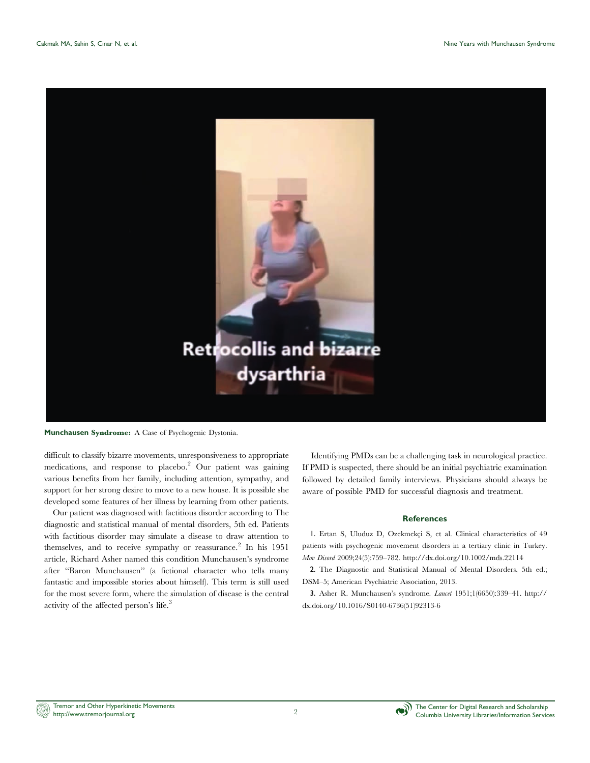**Munchausen Syndrome:** A Case of Psychogenic Dystonia.

difficult to classify bizarre movements, unresponsiveness to appropriate medications, and response to placebo.[2] Our patient was gaining various benefits from her family, including attention, sympathy, and support for her strong desire to move to a new house. It is possible she developed some features of her illness by learning from other patients.

Our patient was diagnosed with factitious disorder according to The diagnostic and statistical manual of mental disorders, 5th ed. Patients with factitious disorder may simulate a disease to draw attention to themselves, and to receive sympathy or reassurance.[2] In his 1951 article, Richard Asher named this condition Munchausen's syndrome after ''Baron Munchausen'' (a fictional character who tells many fantastic and impossible stories about himself). This term is still used for the most severe form, where the simulation of disease is the central activity of the affected person's life.[3]

Identifying PMDs can be a challenging task in neurological practice. If PMD is suspected, there should be an initial psychiatric examination followed by detailed family interviews. Physicians should always be aware of possible PMD for successful diagnosis and treatment.

## References

1. Ertan S, Uluduz D, Ozekmekçi S, et al. Clinical characteristics of 49 patients with psychogenic movement disorders in a tertiary clinic in Turkey. *Mov Disord* 2009;24(5):759–782. http://dx.doi.org/10.1002/mds.22114

2. The Diagnostic and Statistical Manual of Mental Disorders, 5th ed.; DSM–5; American Psychiatric Association, 2013.

3. Asher R. Munchausen's syndrome. *Lancet* 1951;1(6650):339–41. http://dx.doi.org/10.1016/S0140-6736(51)92313-6